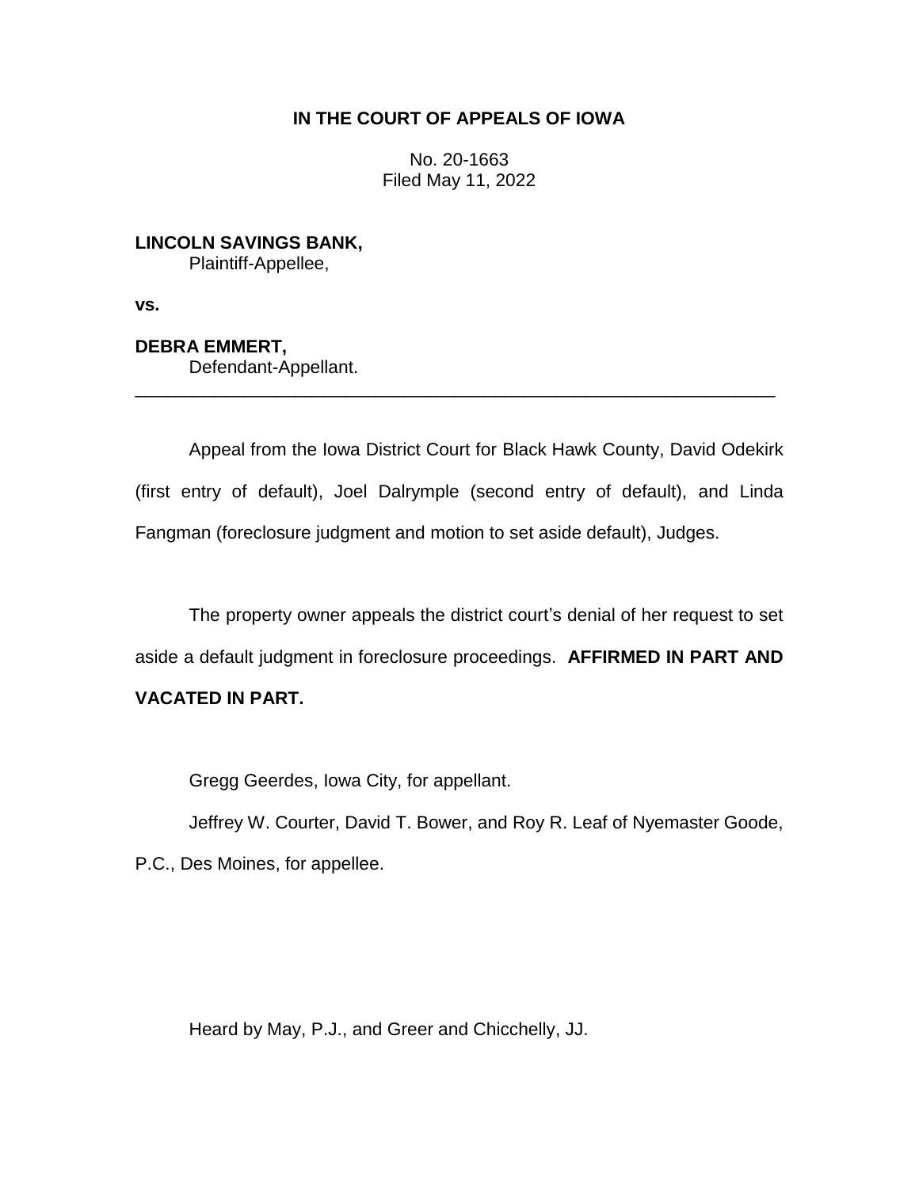**IN THE COURT OF APPEALS OF IOWA**

No. 20-1663
Filed May 11, 2022

**LINCOLN SAVINGS BANK,**
Plaintiff-Appellee,

**vs.**

**DEBRA EMMERT,**
Defendant-Appellant.

---

Appeal from the Iowa District Court for Black Hawk County, David Odekirk (first entry of default), Joel Dalrymple (second entry of default), and Linda Fangman (foreclosure judgment and motion to set aside default), Judges.

The property owner appeals the district court's denial of her request to set aside a default judgment in foreclosure proceedings. **AFFIRMED IN PART AND VACATED IN PART.**

Gregg Geerdes, Iowa City, for appellant.

Jeffrey W. Courter, David T. Bower, and Roy R. Leaf of Nyemaster Goode, P.C., Des Moines, for appellee.

Heard by May, P.J., and Greer and Chicchelly, JJ.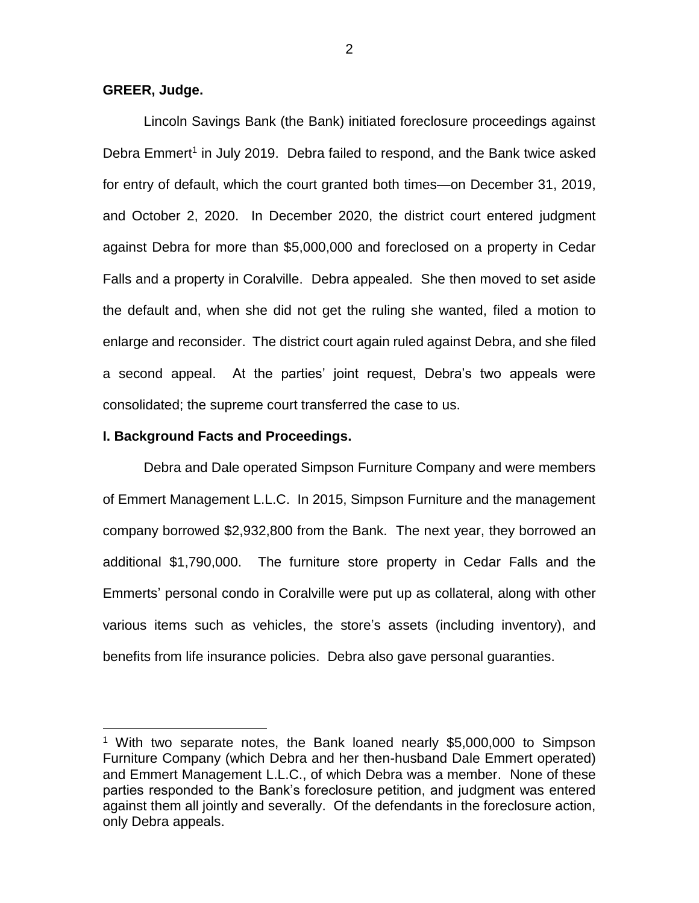**GREER, Judge.**

Lincoln Savings Bank (the Bank) initiated foreclosure proceedings against Debra Emmert[1] in July 2019. Debra failed to respond, and the Bank twice asked for entry of default, which the court granted both times—on December 31, 2019, and October 2, 2020. In December 2020, the district court entered judgment against Debra for more than $5,000,000 and foreclosed on a property in Cedar Falls and a property in Coralville. Debra appealed. She then moved to set aside the default and, when she did not get the ruling she wanted, filed a motion to enlarge and reconsider. The district court again ruled against Debra, and she filed a second appeal. At the parties' joint request, Debra's two appeals were consolidated; the supreme court transferred the case to us.

**I. Background Facts and Proceedings.**

Debra and Dale operated Simpson Furniture Company and were members of Emmert Management L.L.C. In 2015, Simpson Furniture and the management company borrowed $2,932,800 from the Bank. The next year, they borrowed an additional $1,790,000. The furniture store property in Cedar Falls and the Emmerts' personal condo in Coralville were put up as collateral, along with other various items such as vehicles, the store's assets (including inventory), and benefits from life insurance policies. Debra also gave personal guaranties.

[1] With two separate notes, the Bank loaned nearly $5,000,000 to Simpson Furniture Company (which Debra and her then-husband Dale Emmert operated) and Emmert Management L.L.C., of which Debra was a member. None of these parties responded to the Bank's foreclosure petition, and judgment was entered against them all jointly and severally. Of the defendants in the foreclosure action, only Debra appeals.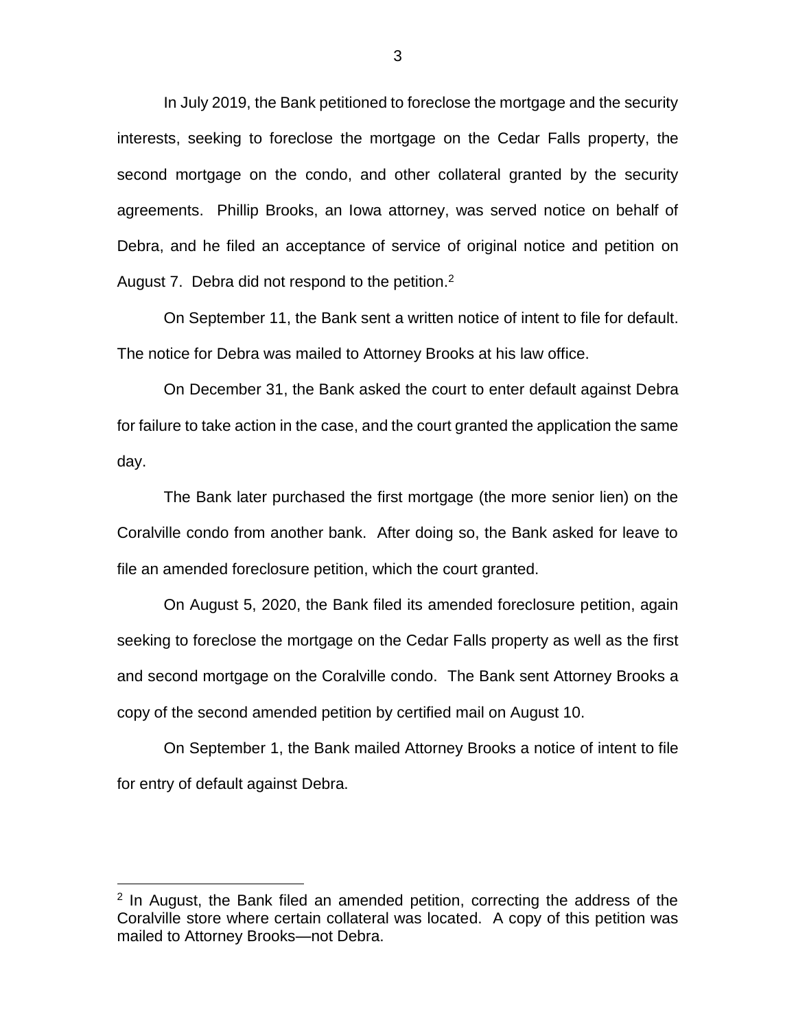In July 2019, the Bank petitioned to foreclose the mortgage and the security interests, seeking to foreclose the mortgage on the Cedar Falls property, the second mortgage on the condo, and other collateral granted by the security agreements. Phillip Brooks, an Iowa attorney, was served notice on behalf of Debra, and he filed an acceptance of service of original notice and petition on August 7. Debra did not respond to the petition.[2]

On September 11, the Bank sent a written notice of intent to file for default. The notice for Debra was mailed to Attorney Brooks at his law office.

On December 31, the Bank asked the court to enter default against Debra for failure to take action in the case, and the court granted the application the same day.

The Bank later purchased the first mortgage (the more senior lien) on the Coralville condo from another bank. After doing so, the Bank asked for leave to file an amended foreclosure petition, which the court granted.

On August 5, 2020, the Bank filed its amended foreclosure petition, again seeking to foreclose the mortgage on the Cedar Falls property as well as the first and second mortgage on the Coralville condo. The Bank sent Attorney Brooks a copy of the second amended petition by certified mail on August 10.

On September 1, the Bank mailed Attorney Brooks a notice of intent to file for entry of default against Debra.

---

[2] In August, the Bank filed an amended petition, correcting the address of the Coralville store where certain collateral was located. A copy of this petition was mailed to Attorney Brooks—not Debra.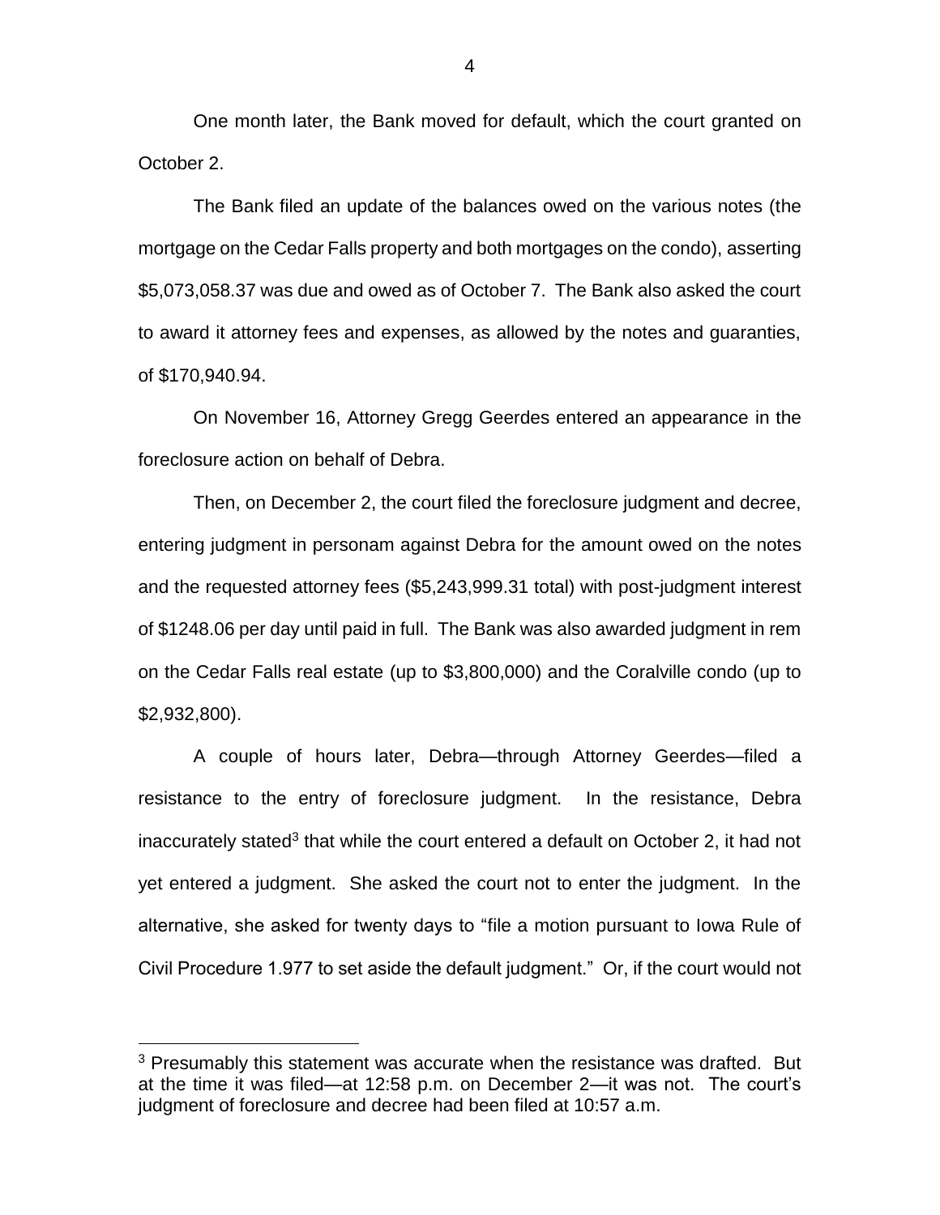One month later, the Bank moved for default, which the court granted on October 2.

The Bank filed an update of the balances owed on the various notes (the mortgage on the Cedar Falls property and both mortgages on the condo), asserting $5,073,058.37 was due and owed as of October 7. The Bank also asked the court to award it attorney fees and expenses, as allowed by the notes and guaranties, of $170,940.94.

On November 16, Attorney Gregg Geerdes entered an appearance in the foreclosure action on behalf of Debra.

Then, on December 2, the court filed the foreclosure judgment and decree, entering judgment in personam against Debra for the amount owed on the notes and the requested attorney fees ($5,243,999.31 total) with post-judgment interest of $1248.06 per day until paid in full. The Bank was also awarded judgment in rem on the Cedar Falls real estate (up to $3,800,000) and the Coralville condo (up to $2,932,800).

A couple of hours later, Debra—through Attorney Geerdes—filed a resistance to the entry of foreclosure judgment. In the resistance, Debra inaccurately stated[3] that while the court entered a default on October 2, it had not yet entered a judgment. She asked the court not to enter the judgment. In the alternative, she asked for twenty days to "file a motion pursuant to Iowa Rule of Civil Procedure 1.977 to set aside the default judgment." Or, if the court would not

[3] Presumably this statement was accurate when the resistance was drafted. But at the time it was filed—at 12:58 p.m. on December 2—it was not. The court's judgment of foreclosure and decree had been filed at 10:57 a.m.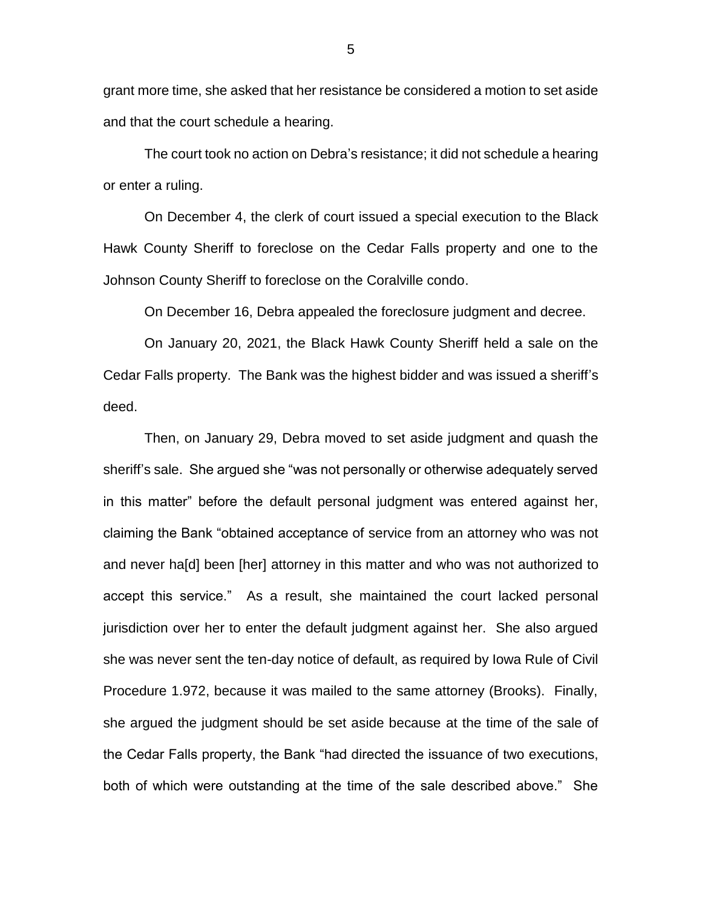grant more time, she asked that her resistance be considered a motion to set aside and that the court schedule a hearing.

The court took no action on Debra's resistance; it did not schedule a hearing or enter a ruling.

On December 4, the clerk of court issued a special execution to the Black Hawk County Sheriff to foreclose on the Cedar Falls property and one to the Johnson County Sheriff to foreclose on the Coralville condo.

On December 16, Debra appealed the foreclosure judgment and decree.

On January 20, 2021, the Black Hawk County Sheriff held a sale on the Cedar Falls property. The Bank was the highest bidder and was issued a sheriff's deed.

Then, on January 29, Debra moved to set aside judgment and quash the sheriff's sale. She argued she "was not personally or otherwise adequately served in this matter" before the default personal judgment was entered against her, claiming the Bank "obtained acceptance of service from an attorney who was not and never ha[d] been [her] attorney in this matter and who was not authorized to accept this service." As a result, she maintained the court lacked personal jurisdiction over her to enter the default judgment against her. She also argued she was never sent the ten-day notice of default, as required by Iowa Rule of Civil Procedure 1.972, because it was mailed to the same attorney (Brooks). Finally, she argued the judgment should be set aside because at the time of the sale of the Cedar Falls property, the Bank "had directed the issuance of two executions, both of which were outstanding at the time of the sale described above." She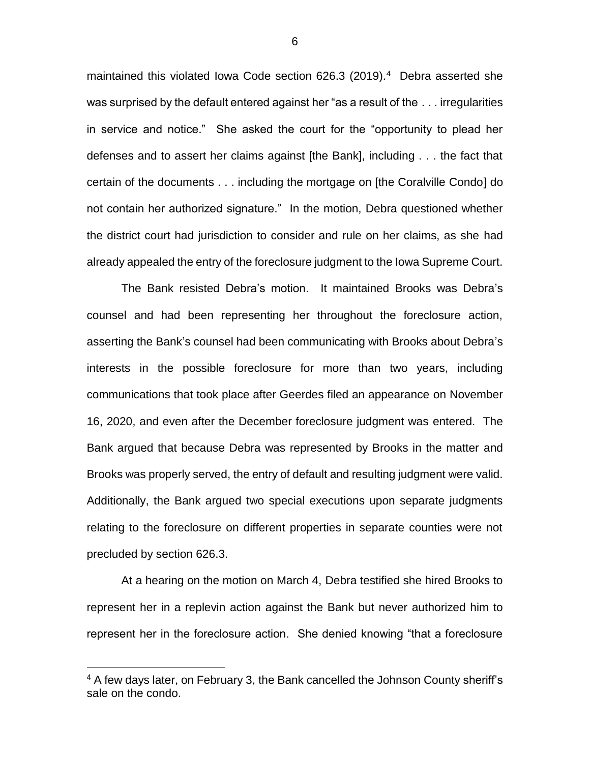maintained this violated Iowa Code section 626.3 (2019).[4] Debra asserted she was surprised by the default entered against her "as a result of the . . . irregularities in service and notice." She asked the court for the "opportunity to plead her defenses and to assert her claims against [the Bank], including . . . the fact that certain of the documents . . . including the mortgage on [the Coralville Condo] do not contain her authorized signature." In the motion, Debra questioned whether the district court had jurisdiction to consider and rule on her claims, as she had already appealed the entry of the foreclosure judgment to the Iowa Supreme Court.

The Bank resisted Debra's motion. It maintained Brooks was Debra's counsel and had been representing her throughout the foreclosure action, asserting the Bank's counsel had been communicating with Brooks about Debra's interests in the possible foreclosure for more than two years, including communications that took place after Geerdes filed an appearance on November 16, 2020, and even after the December foreclosure judgment was entered. The Bank argued that because Debra was represented by Brooks in the matter and Brooks was properly served, the entry of default and resulting judgment were valid. Additionally, the Bank argued two special executions upon separate judgments relating to the foreclosure on different properties in separate counties were not precluded by section 626.3.

At a hearing on the motion on March 4, Debra testified she hired Brooks to represent her in a replevin action against the Bank but never authorized him to represent her in the foreclosure action. She denied knowing "that a foreclosure

---

[4] A few days later, on February 3, the Bank cancelled the Johnson County sheriff's sale on the condo.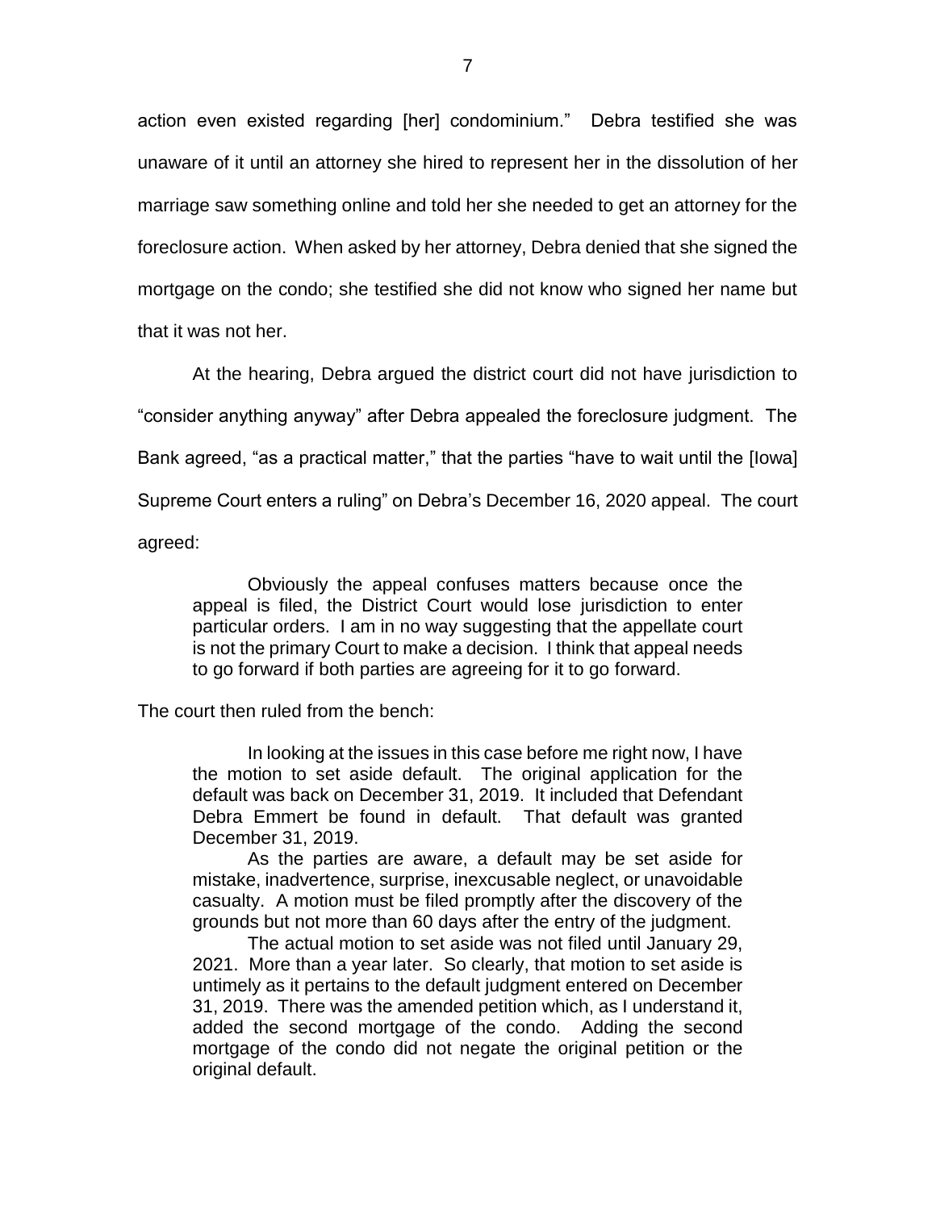action even existed regarding [her] condominium." Debra testified she was unaware of it until an attorney she hired to represent her in the dissolution of her marriage saw something online and told her she needed to get an attorney for the foreclosure action. When asked by her attorney, Debra denied that she signed the mortgage on the condo; she testified she did not know who signed her name but that it was not her.

At the hearing, Debra argued the district court did not have jurisdiction to "consider anything anyway" after Debra appealed the foreclosure judgment. The Bank agreed, "as a practical matter," that the parties "have to wait until the [Iowa] Supreme Court enters a ruling" on Debra's December 16, 2020 appeal. The court agreed:

> Obviously the appeal confuses matters because once the appeal is filed, the District Court would lose jurisdiction to enter particular orders. I am in no way suggesting that the appellate court is not the primary Court to make a decision. I think that appeal needs to go forward if both parties are agreeing for it to go forward.

The court then ruled from the bench:

> In looking at the issues in this case before me right now, I have the motion to set aside default. The original application for the default was back on December 31, 2019. It included that Defendant Debra Emmert be found in default. That default was granted December 31, 2019.
>
> As the parties are aware, a default may be set aside for mistake, inadvertence, surprise, inexcusable neglect, or unavoidable casualty. A motion must be filed promptly after the discovery of the grounds but not more than 60 days after the entry of the judgment.
>
> The actual motion to set aside was not filed until January 29, 2021. More than a year later. So clearly, that motion to set aside is untimely as it pertains to the default judgment entered on December 31, 2019. There was the amended petition which, as I understand it, added the second mortgage of the condo. Adding the second mortgage of the condo did not negate the original petition or the original default.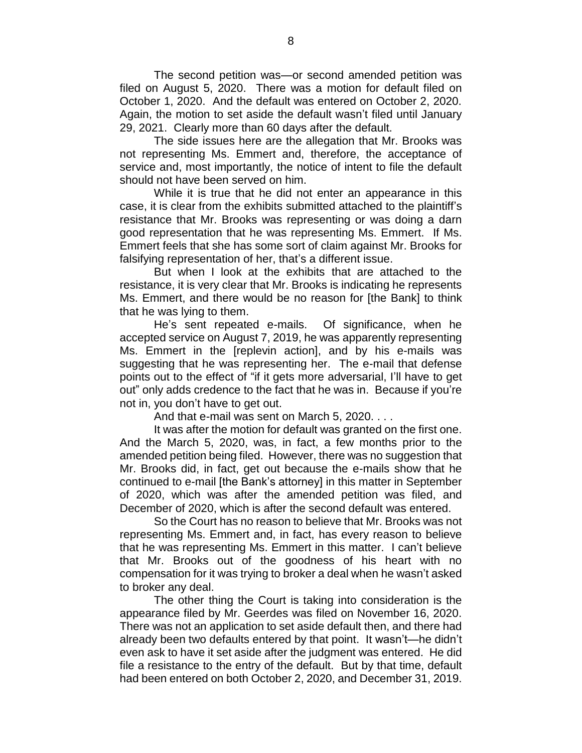The second petition was—or second amended petition was filed on August 5, 2020. There was a motion for default filed on October 1, 2020. And the default was entered on October 2, 2020. Again, the motion to set aside the default wasn't filed until January 29, 2021. Clearly more than 60 days after the default.

The side issues here are the allegation that Mr. Brooks was not representing Ms. Emmert and, therefore, the acceptance of service and, most importantly, the notice of intent to file the default should not have been served on him.

While it is true that he did not enter an appearance in this case, it is clear from the exhibits submitted attached to the plaintiff's resistance that Mr. Brooks was representing or was doing a darn good representation that he was representing Ms. Emmert. If Ms. Emmert feels that she has some sort of claim against Mr. Brooks for falsifying representation of her, that's a different issue.

But when I look at the exhibits that are attached to the resistance, it is very clear that Mr. Brooks is indicating he represents Ms. Emmert, and there would be no reason for [the Bank] to think that he was lying to them.

He's sent repeated e-mails. Of significance, when he accepted service on August 7, 2019, he was apparently representing Ms. Emmert in the [replevin action], and by his e-mails was suggesting that he was representing her. The e-mail that defense points out to the effect of "if it gets more adversarial, I'll have to get out" only adds credence to the fact that he was in. Because if you're not in, you don't have to get out.

And that e-mail was sent on March 5, 2020. . . .

It was after the motion for default was granted on the first one. And the March 5, 2020, was, in fact, a few months prior to the amended petition being filed. However, there was no suggestion that Mr. Brooks did, in fact, get out because the e-mails show that he continued to e-mail [the Bank's attorney] in this matter in September of 2020, which was after the amended petition was filed, and December of 2020, which is after the second default was entered.

So the Court has no reason to believe that Mr. Brooks was not representing Ms. Emmert and, in fact, has every reason to believe that he was representing Ms. Emmert in this matter. I can't believe that Mr. Brooks out of the goodness of his heart with no compensation for it was trying to broker a deal when he wasn't asked to broker any deal.

The other thing the Court is taking into consideration is the appearance filed by Mr. Geerdes was filed on November 16, 2020. There was not an application to set aside default then, and there had already been two defaults entered by that point. It wasn't—he didn't even ask to have it set aside after the judgment was entered. He did file a resistance to the entry of the default. But by that time, default had been entered on both October 2, 2020, and December 31, 2019.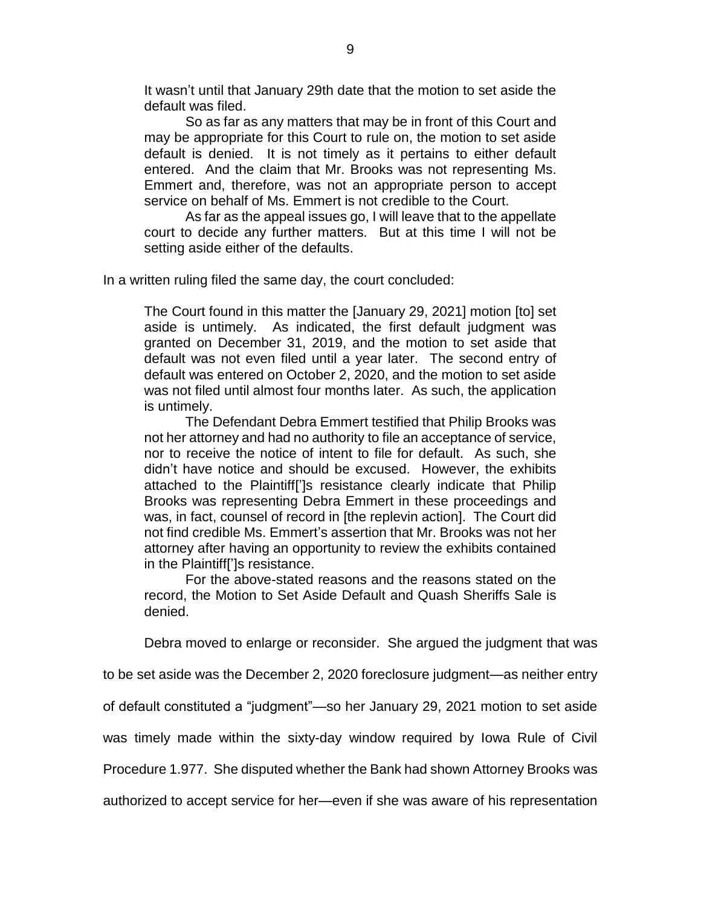> It wasn't until that January 29th date that the motion to set aside the default was filed.
>
> So as far as any matters that may be in front of this Court and may be appropriate for this Court to rule on, the motion to set aside default is denied. It is not timely as it pertains to either default entered. And the claim that Mr. Brooks was not representing Ms. Emmert and, therefore, was not an appropriate person to accept service on behalf of Ms. Emmert is not credible to the Court.
>
> As far as the appeal issues go, I will leave that to the appellate court to decide any further matters. But at this time I will not be setting aside either of the defaults.

In a written ruling filed the same day, the court concluded:

> The Court found in this matter the [January 29, 2021] motion [to] set aside is untimely. As indicated, the first default judgment was granted on December 31, 2019, and the motion to set aside that default was not even filed until a year later. The second entry of default was entered on October 2, 2020, and the motion to set aside was not filed until almost four months later. As such, the application is untimely.
>
> The Defendant Debra Emmert testified that Philip Brooks was not her attorney and had no authority to file an acceptance of service, nor to receive the notice of intent to file for default. As such, she didn't have notice and should be excused. However, the exhibits attached to the Plaintiff[']s resistance clearly indicate that Philip Brooks was representing Debra Emmert in these proceedings and was, in fact, counsel of record in [the replevin action]. The Court did not find credible Ms. Emmert's assertion that Mr. Brooks was not her attorney after having an opportunity to review the exhibits contained in the Plaintiff[']s resistance.
>
> For the above-stated reasons and the reasons stated on the record, the Motion to Set Aside Default and Quash Sheriffs Sale is denied.

Debra moved to enlarge or reconsider. She argued the judgment that was to be set aside was the December 2, 2020 foreclosure judgment—as neither entry of default constituted a "judgment"—so her January 29, 2021 motion to set aside was timely made within the sixty-day window required by Iowa Rule of Civil Procedure 1.977. She disputed whether the Bank had shown Attorney Brooks was authorized to accept service for her—even if she was aware of his representation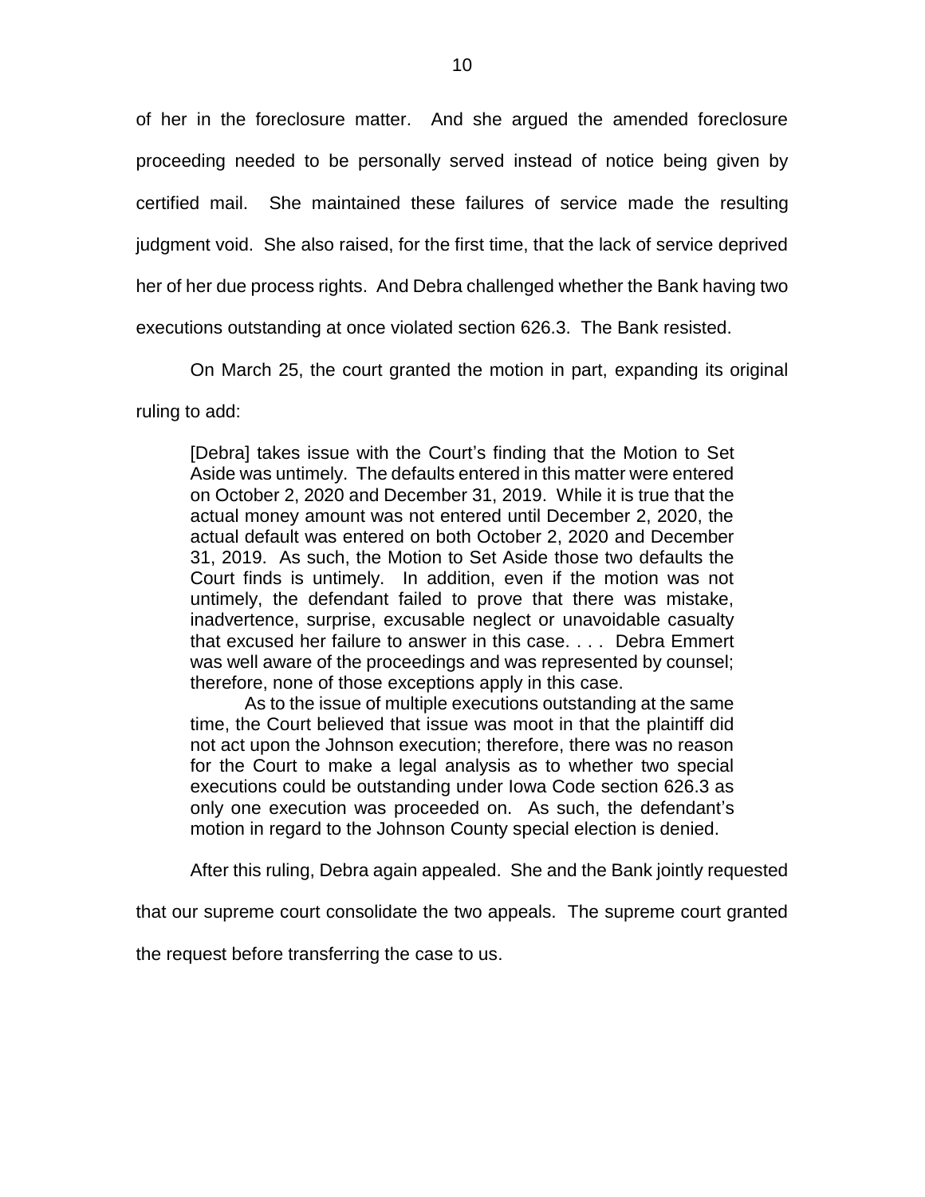of her in the foreclosure matter. And she argued the amended foreclosure proceeding needed to be personally served instead of notice being given by certified mail. She maintained these failures of service made the resulting judgment void. She also raised, for the first time, that the lack of service deprived her of her due process rights. And Debra challenged whether the Bank having two executions outstanding at once violated section 626.3. The Bank resisted.

On March 25, the court granted the motion in part, expanding its original ruling to add:

> [Debra] takes issue with the Court's finding that the Motion to Set Aside was untimely. The defaults entered in this matter were entered on October 2, 2020 and December 31, 2019. While it is true that the actual money amount was not entered until December 2, 2020, the actual default was entered on both October 2, 2020 and December 31, 2019. As such, the Motion to Set Aside those two defaults the Court finds is untimely. In addition, even if the motion was not untimely, the defendant failed to prove that there was mistake, inadvertence, surprise, excusable neglect or unavoidable casualty that excused her failure to answer in this case. . . . Debra Emmert was well aware of the proceedings and was represented by counsel; therefore, none of those exceptions apply in this case.
>
> As to the issue of multiple executions outstanding at the same time, the Court believed that issue was moot in that the plaintiff did not act upon the Johnson execution; therefore, there was no reason for the Court to make a legal analysis as to whether two special executions could be outstanding under Iowa Code section 626.3 as only one execution was proceeded on. As such, the defendant's motion in regard to the Johnson County special election is denied.

After this ruling, Debra again appealed. She and the Bank jointly requested that our supreme court consolidate the two appeals. The supreme court granted the request before transferring the case to us.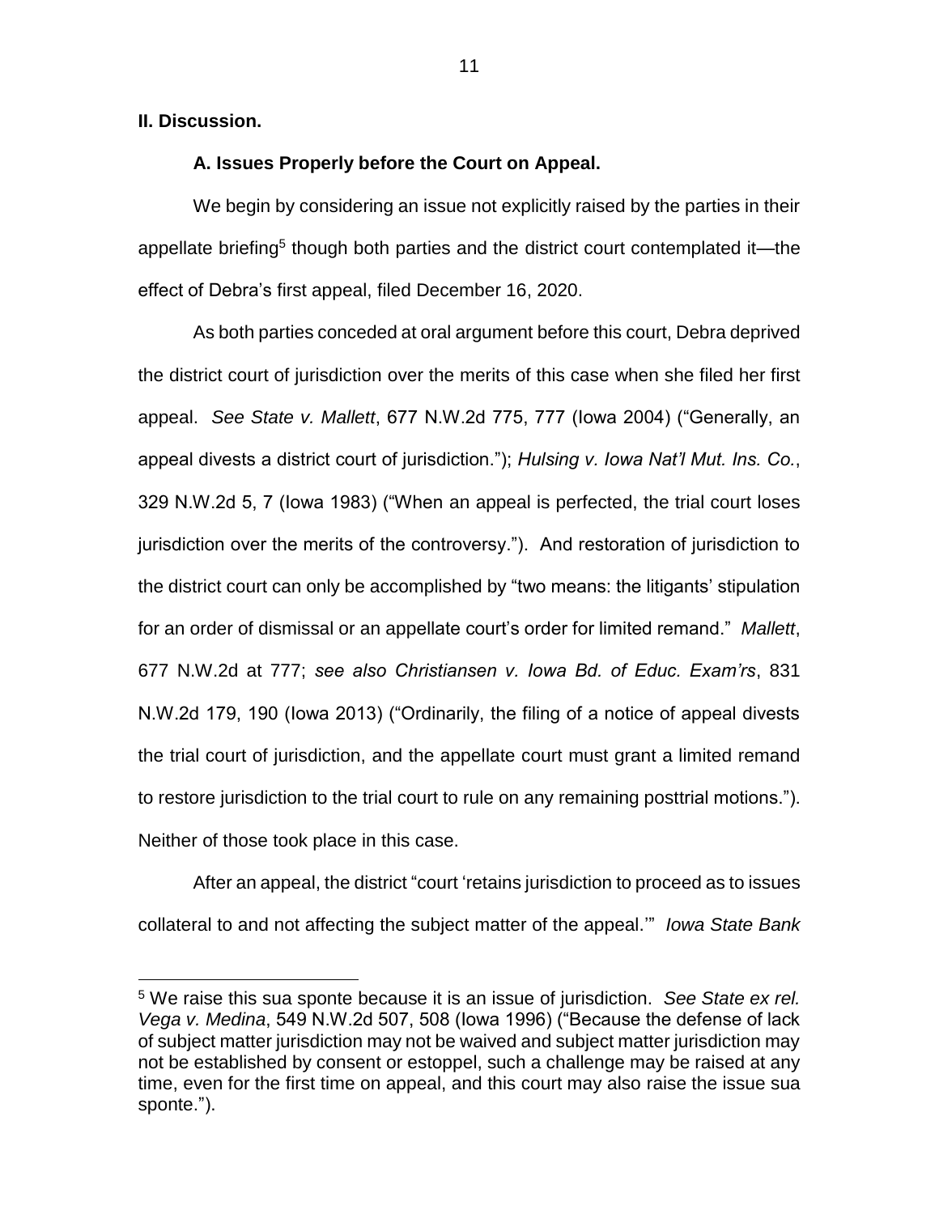**II. Discussion.**

**A. Issues Properly before the Court on Appeal.**

We begin by considering an issue not explicitly raised by the parties in their appellate briefing[5] though both parties and the district court contemplated it—the effect of Debra's first appeal, filed December 16, 2020.

As both parties conceded at oral argument before this court, Debra deprived the district court of jurisdiction over the merits of this case when she filed her first appeal. *See State v. Mallett*, 677 N.W.2d 775, 777 (Iowa 2004) ("Generally, an appeal divests a district court of jurisdiction."); *Hulsing v. Iowa Nat'l Mut. Ins. Co.*, 329 N.W.2d 5, 7 (Iowa 1983) ("When an appeal is perfected, the trial court loses jurisdiction over the merits of the controversy."). And restoration of jurisdiction to the district court can only be accomplished by "two means: the litigants' stipulation for an order of dismissal or an appellate court's order for limited remand." *Mallett*, 677 N.W.2d at 777; *see also Christiansen v. Iowa Bd. of Educ. Exam'rs*, 831 N.W.2d 179, 190 (Iowa 2013) ("Ordinarily, the filing of a notice of appeal divests the trial court of jurisdiction, and the appellate court must grant a limited remand to restore jurisdiction to the trial court to rule on any remaining posttrial motions."). Neither of those took place in this case.

After an appeal, the district "court 'retains jurisdiction to proceed as to issues collateral to and not affecting the subject matter of the appeal.'" *Iowa State Bank*

[5] We raise this sua sponte because it is an issue of jurisdiction. *See State ex rel. Vega v. Medina*, 549 N.W.2d 507, 508 (Iowa 1996) ("Because the defense of lack of subject matter jurisdiction may not be waived and subject matter jurisdiction may not be established by consent or estoppel, such a challenge may be raised at any time, even for the first time on appeal, and this court may also raise the issue sua sponte.").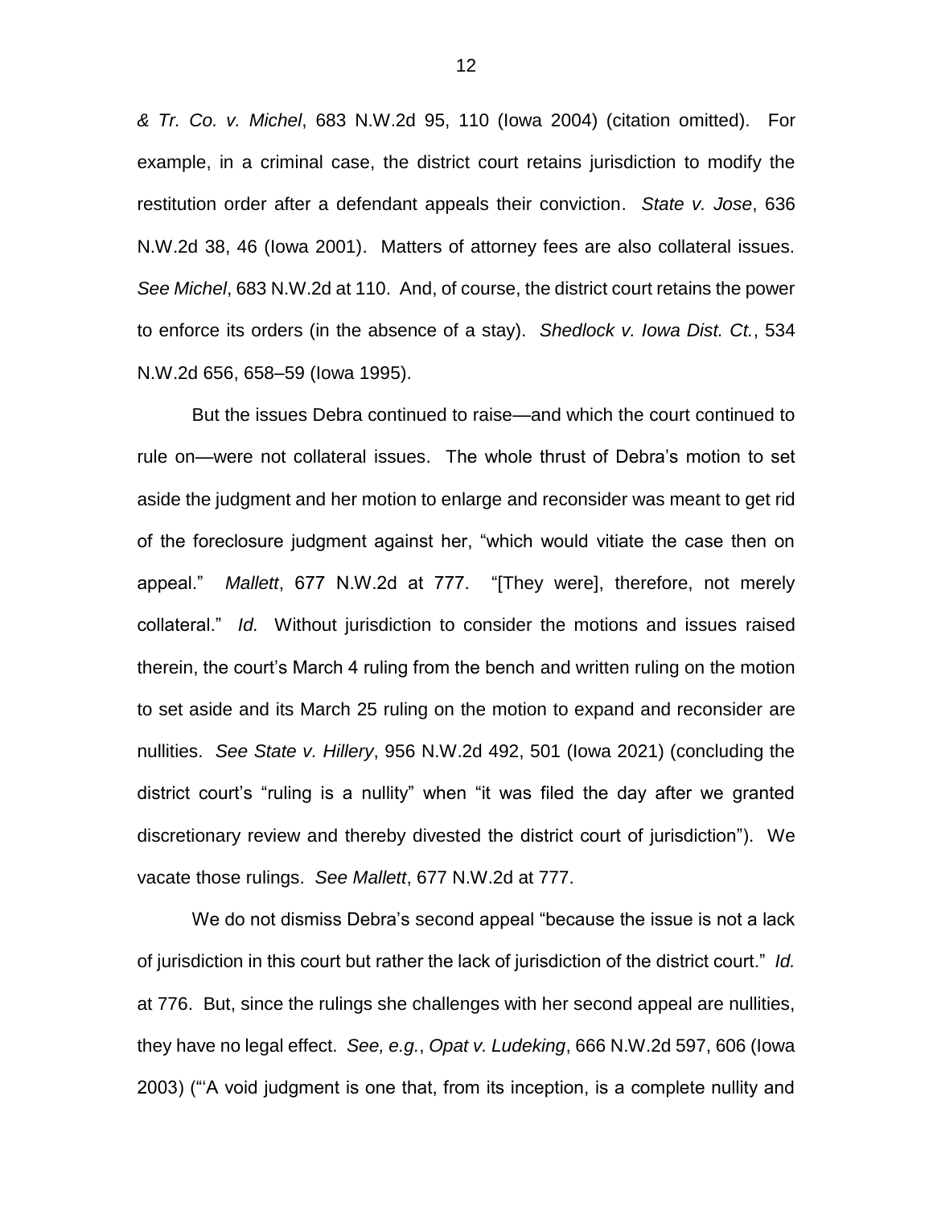*& Tr. Co. v. Michel*, 683 N.W.2d 95, 110 (Iowa 2004) (citation omitted). For example, in a criminal case, the district court retains jurisdiction to modify the restitution order after a defendant appeals their conviction. *State v. Jose*, 636 N.W.2d 38, 46 (Iowa 2001). Matters of attorney fees are also collateral issues. *See Michel*, 683 N.W.2d at 110. And, of course, the district court retains the power to enforce its orders (in the absence of a stay). *Shedlock v. Iowa Dist. Ct.*, 534 N.W.2d 656, 658–59 (Iowa 1995).

But the issues Debra continued to raise—and which the court continued to rule on—were not collateral issues. The whole thrust of Debra's motion to set aside the judgment and her motion to enlarge and reconsider was meant to get rid of the foreclosure judgment against her, "which would vitiate the case then on appeal." *Mallett*, 677 N.W.2d at 777. "[They were], therefore, not merely collateral." *Id.* Without jurisdiction to consider the motions and issues raised therein, the court's March 4 ruling from the bench and written ruling on the motion to set aside and its March 25 ruling on the motion to expand and reconsider are nullities. *See State v. Hillery*, 956 N.W.2d 492, 501 (Iowa 2021) (concluding the district court's "ruling is a nullity" when "it was filed the day after we granted discretionary review and thereby divested the district court of jurisdiction"). We vacate those rulings. *See Mallett*, 677 N.W.2d at 777.

We do not dismiss Debra's second appeal "because the issue is not a lack of jurisdiction in this court but rather the lack of jurisdiction of the district court." *Id.* at 776. But, since the rulings she challenges with her second appeal are nullities, they have no legal effect. *See, e.g.*, *Opat v. Ludeking*, 666 N.W.2d 597, 606 (Iowa 2003) ("'A void judgment is one that, from its inception, is a complete nullity and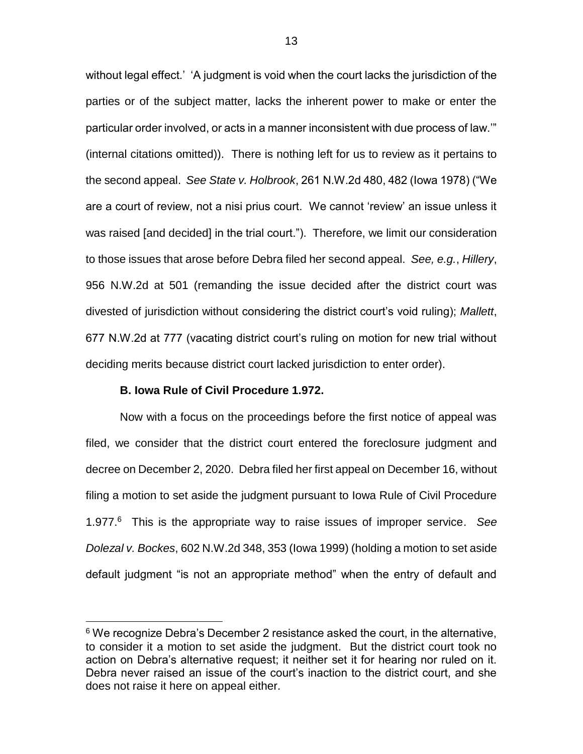without legal effect.' 'A judgment is void when the court lacks the jurisdiction of the parties or of the subject matter, lacks the inherent power to make or enter the particular order involved, or acts in a manner inconsistent with due process of law.'" (internal citations omitted)). There is nothing left for us to review as it pertains to the second appeal. *See State v. Holbrook*, 261 N.W.2d 480, 482 (Iowa 1978) ("We are a court of review, not a nisi prius court. We cannot 'review' an issue unless it was raised [and decided] in the trial court."). Therefore, we limit our consideration to those issues that arose before Debra filed her second appeal. *See, e.g.*, *Hillery*, 956 N.W.2d at 501 (remanding the issue decided after the district court was divested of jurisdiction without considering the district court's void ruling); *Mallett*, 677 N.W.2d at 777 (vacating district court's ruling on motion for new trial without deciding merits because district court lacked jurisdiction to enter order).

**B. Iowa Rule of Civil Procedure 1.972.**

Now with a focus on the proceedings before the first notice of appeal was filed, we consider that the district court entered the foreclosure judgment and decree on December 2, 2020. Debra filed her first appeal on December 16, without filing a motion to set aside the judgment pursuant to Iowa Rule of Civil Procedure 1.977.[6] This is the appropriate way to raise issues of improper service. *See Dolezal v. Bockes*, 602 N.W.2d 348, 353 (Iowa 1999) (holding a motion to set aside default judgment "is not an appropriate method" when the entry of default and

[6] We recognize Debra's December 2 resistance asked the court, in the alternative, to consider it a motion to set aside the judgment. But the district court took no action on Debra's alternative request; it neither set it for hearing nor ruled on it. Debra never raised an issue of the court's inaction to the district court, and she does not raise it here on appeal either.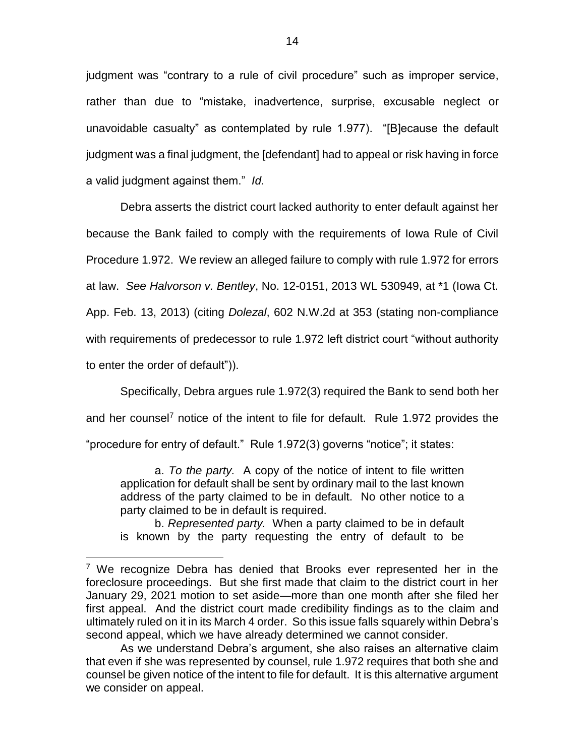judgment was "contrary to a rule of civil procedure" such as improper service, rather than due to "mistake, inadvertence, surprise, excusable neglect or unavoidable casualty" as contemplated by rule 1.977). "[B]ecause the default judgment was a final judgment, the [defendant] had to appeal or risk having in force a valid judgment against them." *Id.*

Debra asserts the district court lacked authority to enter default against her because the Bank failed to comply with the requirements of Iowa Rule of Civil Procedure 1.972. We review an alleged failure to comply with rule 1.972 for errors at law. *See Halvorson v. Bentley*, No. 12-0151, 2013 WL 530949, at *1 (Iowa Ct. App. Feb. 13, 2013) (citing *Dolezal*, 602 N.W.2d at 353 (stating non-compliance with requirements of predecessor to rule 1.972 left district court "without authority to enter the order of default")).

Specifically, Debra argues rule 1.972(3) required the Bank to send both her and her counsel[7] notice of the intent to file for default. Rule 1.972 provides the "procedure for entry of default." Rule 1.972(3) governs "notice"; it states:

> a. *To the party.* A copy of the notice of intent to file written application for default shall be sent by ordinary mail to the last known address of the party claimed to be in default. No other notice to a party claimed to be in default is required.
>
> b. *Represented party.* When a party claimed to be in default is known by the party requesting the entry of default to be

---

[7] We recognize Debra has denied that Brooks ever represented her in the foreclosure proceedings. But she first made that claim to the district court in her January 29, 2021 motion to set aside—more than one month after she filed her first appeal. And the district court made credibility findings as to the claim and ultimately ruled on it in its March 4 order. So this issue falls squarely within Debra's second appeal, which we have already determined we cannot consider.

As we understand Debra's argument, she also raises an alternative claim that even if she was represented by counsel, rule 1.972 requires that both she and counsel be given notice of the intent to file for default. It is this alternative argument we consider on appeal.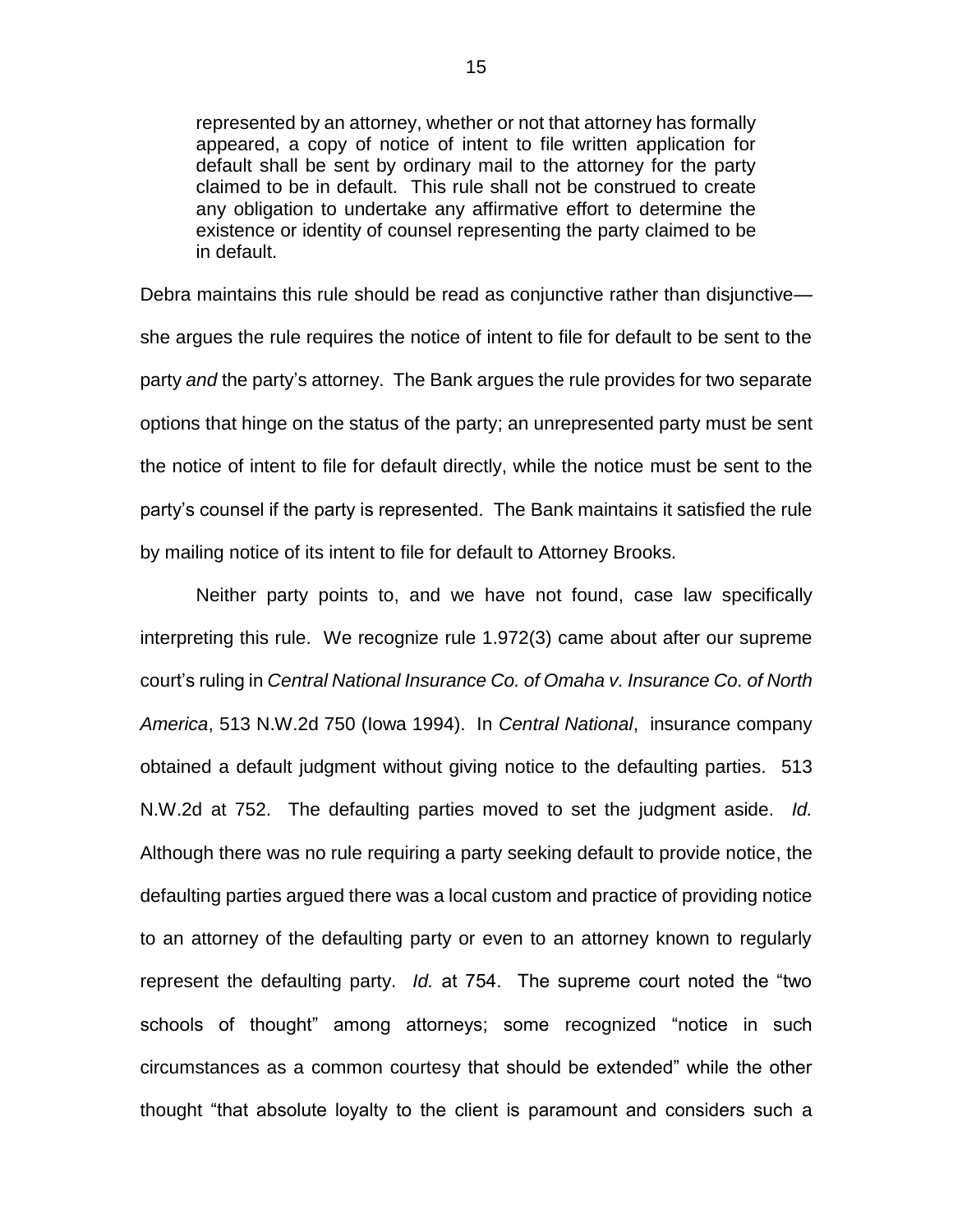> represented by an attorney, whether or not that attorney has formally appeared, a copy of notice of intent to file written application for default shall be sent by ordinary mail to the attorney for the party claimed to be in default. This rule shall not be construed to create any obligation to undertake any affirmative effort to determine the existence or identity of counsel representing the party claimed to be in default.

Debra maintains this rule should be read as conjunctive rather than disjunctive—she argues the rule requires the notice of intent to file for default to be sent to the party *and* the party's attorney. The Bank argues the rule provides for two separate options that hinge on the status of the party; an unrepresented party must be sent the notice of intent to file for default directly, while the notice must be sent to the party's counsel if the party is represented. The Bank maintains it satisfied the rule by mailing notice of its intent to file for default to Attorney Brooks.

Neither party points to, and we have not found, case law specifically interpreting this rule. We recognize rule 1.972(3) came about after our supreme court's ruling in *Central National Insurance Co. of Omaha v. Insurance Co. of North America*, 513 N.W.2d 750 (Iowa 1994). In *Central National*, insurance company obtained a default judgment without giving notice to the defaulting parties. 513 N.W.2d at 752. The defaulting parties moved to set the judgment aside. *Id.* Although there was no rule requiring a party seeking default to provide notice, the defaulting parties argued there was a local custom and practice of providing notice to an attorney of the defaulting party or even to an attorney known to regularly represent the defaulting party. *Id.* at 754. The supreme court noted the "two schools of thought" among attorneys; some recognized "notice in such circumstances as a common courtesy that should be extended" while the other thought "that absolute loyalty to the client is paramount and considers such a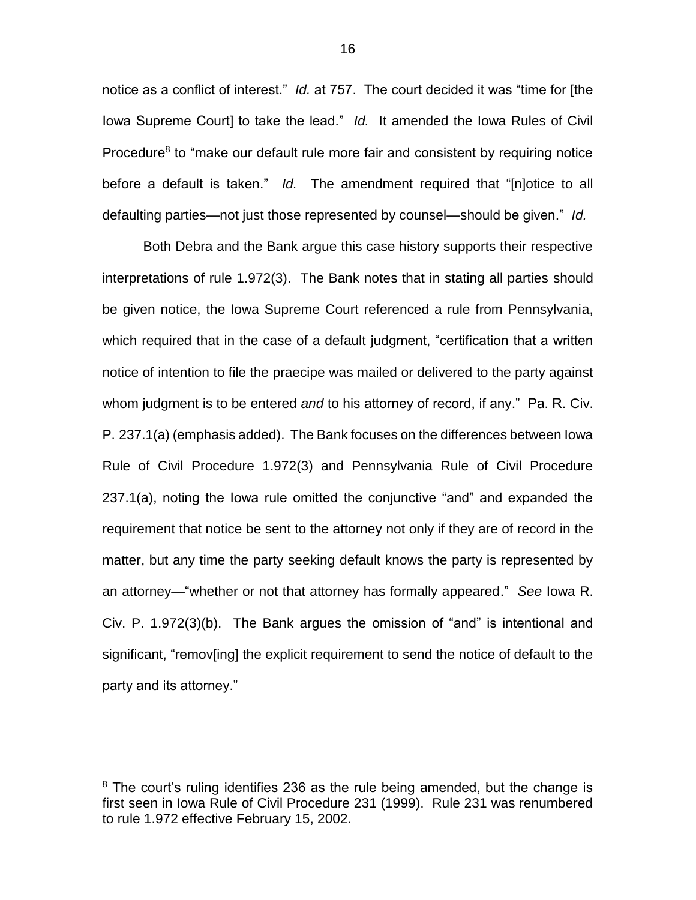notice as a conflict of interest." *Id.* at 757. The court decided it was "time for [the Iowa Supreme Court] to take the lead." *Id.* It amended the Iowa Rules of Civil Procedure[8] to "make our default rule more fair and consistent by requiring notice before a default is taken." *Id.* The amendment required that "[n]otice to all defaulting parties—not just those represented by counsel—should be given." *Id.*

Both Debra and the Bank argue this case history supports their respective interpretations of rule 1.972(3). The Bank notes that in stating all parties should be given notice, the Iowa Supreme Court referenced a rule from Pennsylvania, which required that in the case of a default judgment, "certification that a written notice of intention to file the praecipe was mailed or delivered to the party against whom judgment is to be entered *and* to his attorney of record, if any." Pa. R. Civ. P. 237.1(a) (emphasis added). The Bank focuses on the differences between Iowa Rule of Civil Procedure 1.972(3) and Pennsylvania Rule of Civil Procedure 237.1(a), noting the Iowa rule omitted the conjunctive "and" and expanded the requirement that notice be sent to the attorney not only if they are of record in the matter, but any time the party seeking default knows the party is represented by an attorney—"whether or not that attorney has formally appeared." *See* Iowa R. Civ. P. 1.972(3)(b). The Bank argues the omission of "and" is intentional and significant, "remov[ing] the explicit requirement to send the notice of default to the party and its attorney."

[8] The court's ruling identifies 236 as the rule being amended, but the change is first seen in Iowa Rule of Civil Procedure 231 (1999). Rule 231 was renumbered to rule 1.972 effective February 15, 2002.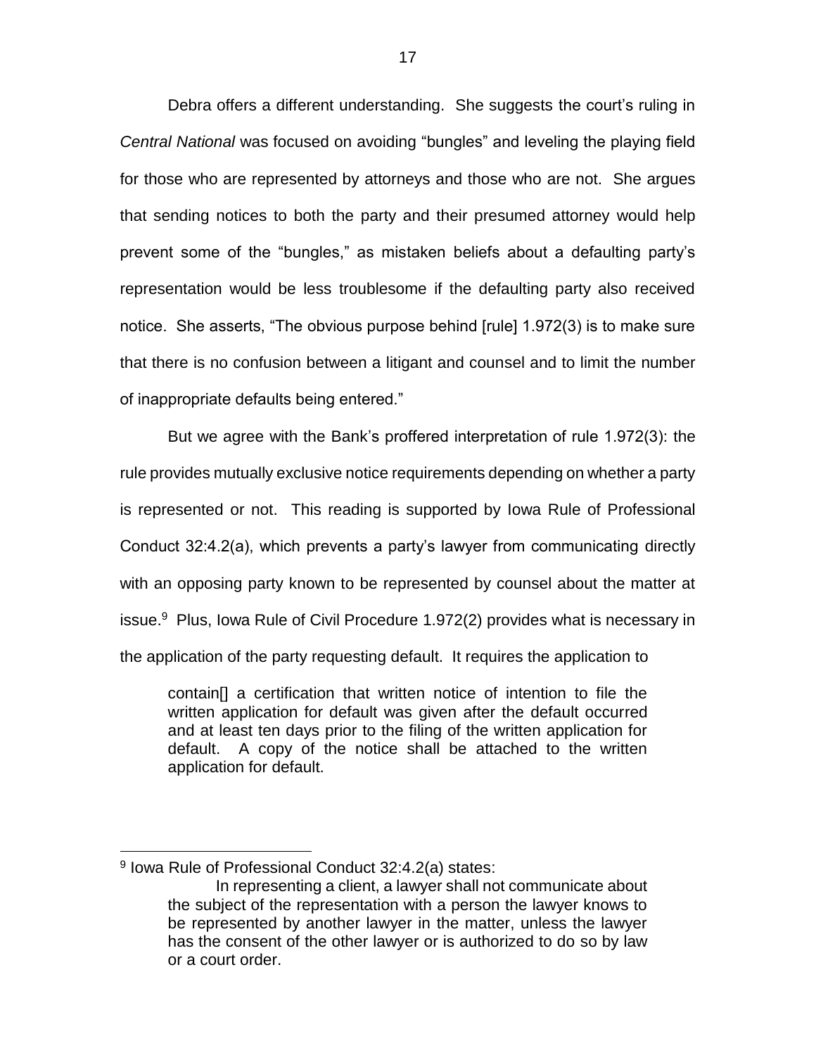Debra offers a different understanding. She suggests the court's ruling in *Central National* was focused on avoiding "bungles" and leveling the playing field for those who are represented by attorneys and those who are not. She argues that sending notices to both the party and their presumed attorney would help prevent some of the "bungles," as mistaken beliefs about a defaulting party's representation would be less troublesome if the defaulting party also received notice. She asserts, "The obvious purpose behind [rule] 1.972(3) is to make sure that there is no confusion between a litigant and counsel and to limit the number of inappropriate defaults being entered."

But we agree with the Bank's proffered interpretation of rule 1.972(3): the rule provides mutually exclusive notice requirements depending on whether a party is represented or not. This reading is supported by Iowa Rule of Professional Conduct 32:4.2(a), which prevents a party's lawyer from communicating directly with an opposing party known to be represented by counsel about the matter at issue.[9] Plus, Iowa Rule of Civil Procedure 1.972(2) provides what is necessary in the application of the party requesting default. It requires the application to

> contain[] a certification that written notice of intention to file the written application for default was given after the default occurred and at least ten days prior to the filing of the written application for default. A copy of the notice shall be attached to the written application for default.

---

[9] Iowa Rule of Professional Conduct 32:4.2(a) states:

> In representing a client, a lawyer shall not communicate about the subject of the representation with a person the lawyer knows to be represented by another lawyer in the matter, unless the lawyer has the consent of the other lawyer or is authorized to do so by law or a court order.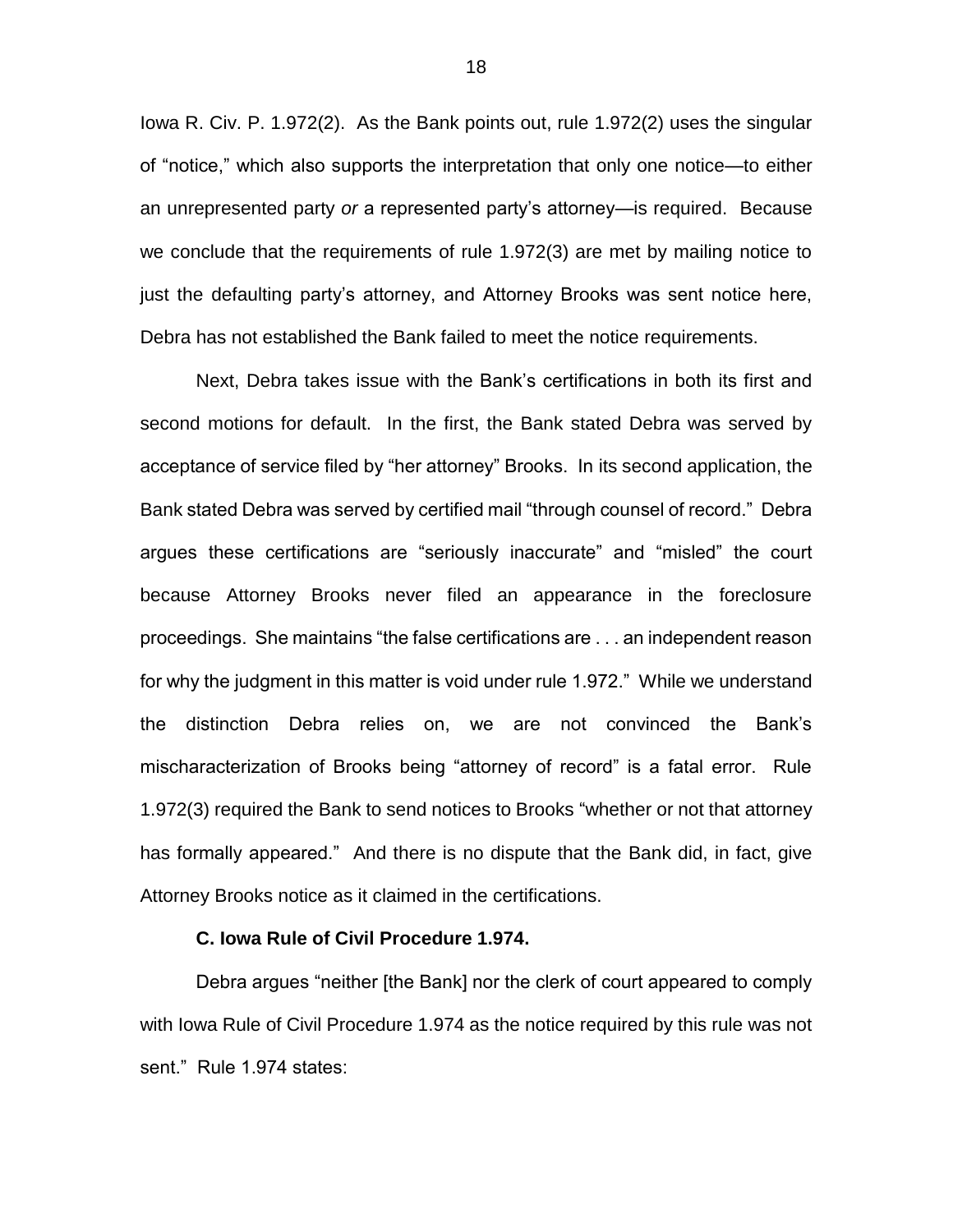Iowa R. Civ. P. 1.972(2). As the Bank points out, rule 1.972(2) uses the singular of "notice," which also supports the interpretation that only one notice—to either an unrepresented party *or* a represented party's attorney—is required. Because we conclude that the requirements of rule 1.972(3) are met by mailing notice to just the defaulting party's attorney, and Attorney Brooks was sent notice here, Debra has not established the Bank failed to meet the notice requirements.

Next, Debra takes issue with the Bank's certifications in both its first and second motions for default. In the first, the Bank stated Debra was served by acceptance of service filed by "her attorney" Brooks. In its second application, the Bank stated Debra was served by certified mail "through counsel of record." Debra argues these certifications are "seriously inaccurate" and "misled" the court because Attorney Brooks never filed an appearance in the foreclosure proceedings. She maintains "the false certifications are . . . an independent reason for why the judgment in this matter is void under rule 1.972." While we understand the distinction Debra relies on, we are not convinced the Bank's mischaracterization of Brooks being "attorney of record" is a fatal error. Rule 1.972(3) required the Bank to send notices to Brooks "whether or not that attorney has formally appeared." And there is no dispute that the Bank did, in fact, give Attorney Brooks notice as it claimed in the certifications.

**C. Iowa Rule of Civil Procedure 1.974.**

Debra argues "neither [the Bank] nor the clerk of court appeared to comply with Iowa Rule of Civil Procedure 1.974 as the notice required by this rule was not sent." Rule 1.974 states: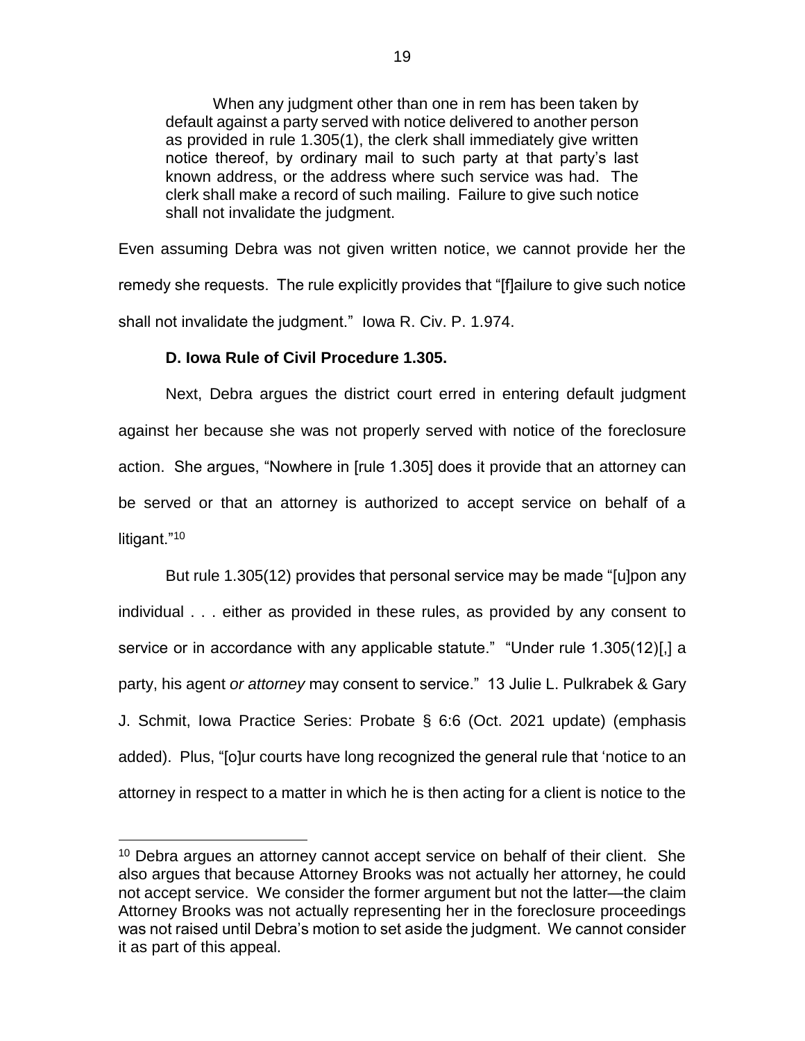> When any judgment other than one in rem has been taken by default against a party served with notice delivered to another person as provided in rule 1.305(1), the clerk shall immediately give written notice thereof, by ordinary mail to such party at that party's last known address, or the address where such service was had. The clerk shall make a record of such mailing. Failure to give such notice shall not invalidate the judgment.

Even assuming Debra was not given written notice, we cannot provide her the remedy she requests. The rule explicitly provides that "[f]ailure to give such notice shall not invalidate the judgment." Iowa R. Civ. P. 1.974.

**D. Iowa Rule of Civil Procedure 1.305.**

Next, Debra argues the district court erred in entering default judgment against her because she was not properly served with notice of the foreclosure action. She argues, "Nowhere in [rule 1.305] does it provide that an attorney can be served or that an attorney is authorized to accept service on behalf of a litigant."[10]

But rule 1.305(12) provides that personal service may be made "[u]pon any individual . . . either as provided in these rules, as provided by any consent to service or in accordance with any applicable statute." "Under rule 1.305(12)[,] a party, his agent *or attorney* may consent to service." 13 Julie L. Pulkrabek & Gary J. Schmit, Iowa Practice Series: Probate § 6:6 (Oct. 2021 update) (emphasis added). Plus, "[o]ur courts have long recognized the general rule that 'notice to an attorney in respect to a matter in which he is then acting for a client is notice to the

---

[10] Debra argues an attorney cannot accept service on behalf of their client. She also argues that because Attorney Brooks was not actually her attorney, he could not accept service. We consider the former argument but not the latter—the claim Attorney Brooks was not actually representing her in the foreclosure proceedings was not raised until Debra's motion to set aside the judgment. We cannot consider it as part of this appeal.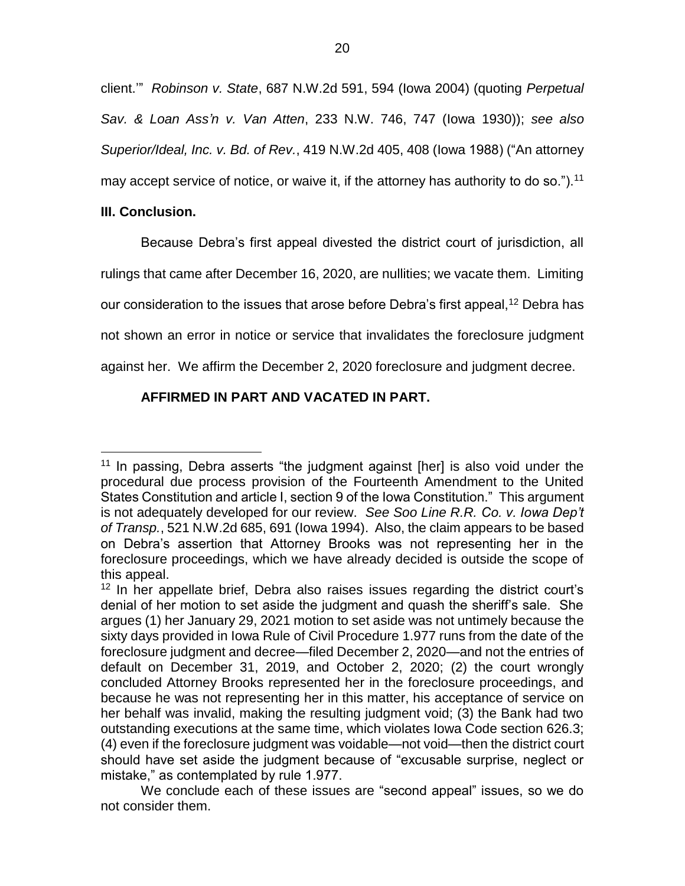client.'" *Robinson v. State*, 687 N.W.2d 591, 594 (Iowa 2004) (quoting *Perpetual Sav. & Loan Ass'n v. Van Atten*, 233 N.W. 746, 747 (Iowa 1930)); *see also Superior/Ideal, Inc. v. Bd. of Rev.*, 419 N.W.2d 405, 408 (Iowa 1988) ("An attorney may accept service of notice, or waive it, if the attorney has authority to do so.").[11]

**III. Conclusion.**

Because Debra's first appeal divested the district court of jurisdiction, all rulings that came after December 16, 2020, are nullities; we vacate them. Limiting our consideration to the issues that arose before Debra's first appeal,[12] Debra has not shown an error in notice or service that invalidates the foreclosure judgment against her. We affirm the December 2, 2020 foreclosure and judgment decree.

**AFFIRMED IN PART AND VACATED IN PART.**

---

[11] In passing, Debra asserts "the judgment against [her] is also void under the procedural due process provision of the Fourteenth Amendment to the United States Constitution and article I, section 9 of the Iowa Constitution." This argument is not adequately developed for our review. *See Soo Line R.R. Co. v. Iowa Dep't of Transp.*, 521 N.W.2d 685, 691 (Iowa 1994). Also, the claim appears to be based on Debra's assertion that Attorney Brooks was not representing her in the foreclosure proceedings, which we have already decided is outside the scope of this appeal.

[12] In her appellate brief, Debra also raises issues regarding the district court's denial of her motion to set aside the judgment and quash the sheriff's sale. She argues (1) her January 29, 2021 motion to set aside was not untimely because the sixty days provided in Iowa Rule of Civil Procedure 1.977 runs from the date of the foreclosure judgment and decree—filed December 2, 2020—and not the entries of default on December 31, 2019, and October 2, 2020; (2) the court wrongly concluded Attorney Brooks represented her in the foreclosure proceedings, and because he was not representing her in this matter, his acceptance of service on her behalf was invalid, making the resulting judgment void; (3) the Bank had two outstanding executions at the same time, which violates Iowa Code section 626.3; (4) even if the foreclosure judgment was voidable—not void—then the district court should have set aside the judgment because of "excusable surprise, neglect or mistake," as contemplated by rule 1.977.

We conclude each of these issues are "second appeal" issues, so we do not consider them.